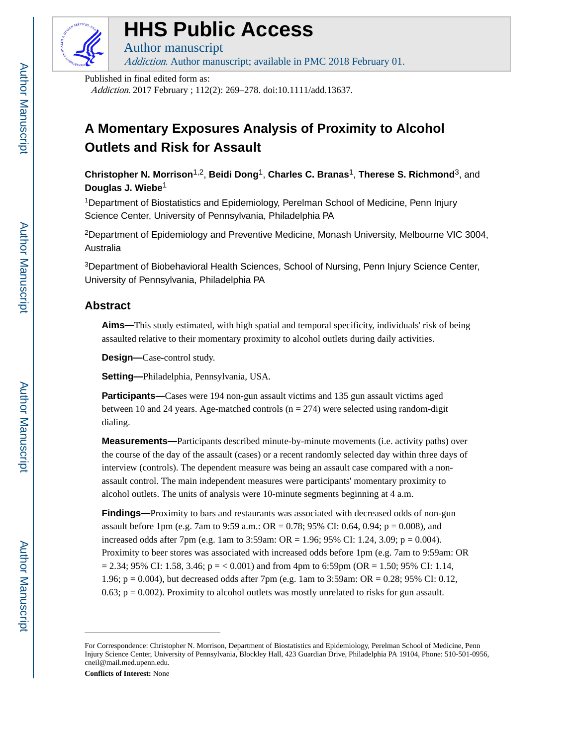# HHS Public Access

Author manuscript

*Addiction*. Author manuscript; available in PMC 2018 February 01.

Published in final edited form as:

*Addiction*. 2017 February ; 112(2): 269–278. doi:10.1111/add.13637.

## A Momentary Exposures Analysis of Proximity to Alcohol Outlets and Risk for Assault

**Christopher N. Morrison**[1,2], **Beidi Dong**[1], **Charles C. Branas**[1], **Therese S. Richmond**[3], and **Douglas J. Wiebe**[1]

[1]Department of Biostatistics and Epidemiology, Perelman School of Medicine, Penn Injury Science Center, University of Pennsylvania, Philadelphia PA

[2]Department of Epidemiology and Preventive Medicine, Monash University, Melbourne VIC 3004, Australia

[3]Department of Biobehavioral Health Sciences, School of Nursing, Penn Injury Science Center, University of Pennsylvania, Philadelphia PA

### Abstract

**Aims—**This study estimated, with high spatial and temporal specificity, individuals' risk of being assaulted relative to their momentary proximity to alcohol outlets during daily activities.

**Design—**Case-control study.

**Setting—**Philadelphia, Pennsylvania, USA.

**Participants—**Cases were 194 non-gun assault victims and 135 gun assault victims aged between 10 and 24 years. Age-matched controls (n = 274) were selected using random-digit dialing.

**Measurements—**Participants described minute-by-minute movements (i.e. activity paths) over the course of the day of the assault (cases) or a recent randomly selected day within three days of interview (controls). The dependent measure was being an assault case compared with a non-assault control. The main independent measures were participants' momentary proximity to alcohol outlets. The units of analysis were 10-minute segments beginning at 4 a.m.

**Findings—**Proximity to bars and restaurants was associated with decreased odds of non-gun assault before 1pm (e.g. 7am to 9:59 a.m.: OR = 0.78; 95% CI: 0.64, 0.94; p = 0.008), and increased odds after 7pm (e.g. 1am to 3:59am: OR = 1.96; 95% CI: 1.24, 3.09; p = 0.004). Proximity to beer stores was associated with increased odds before 1pm (e.g. 7am to 9:59am: OR = 2.34; 95% CI: 1.58, 3.46; p = < 0.001) and from 4pm to 6:59pm (OR = 1.50; 95% CI: 1.14, 1.96; p = 0.004), but decreased odds after 7pm (e.g. 1am to 3:59am: OR = 0.28; 95% CI: 0.12, 0.63; p = 0.002). Proximity to alcohol outlets was mostly unrelated to risks for gun assault.

---

For Correspondence: Christopher N. Morrison, Department of Biostatistics and Epidemiology, Perelman School of Medicine, Penn Injury Science Center, University of Pennsylvania, Blockley Hall, 423 Guardian Drive, Philadelphia PA 19104, Phone: 510-501-0956, cneil@mail.med.upenn.edu.

**Conflicts of Interest:** None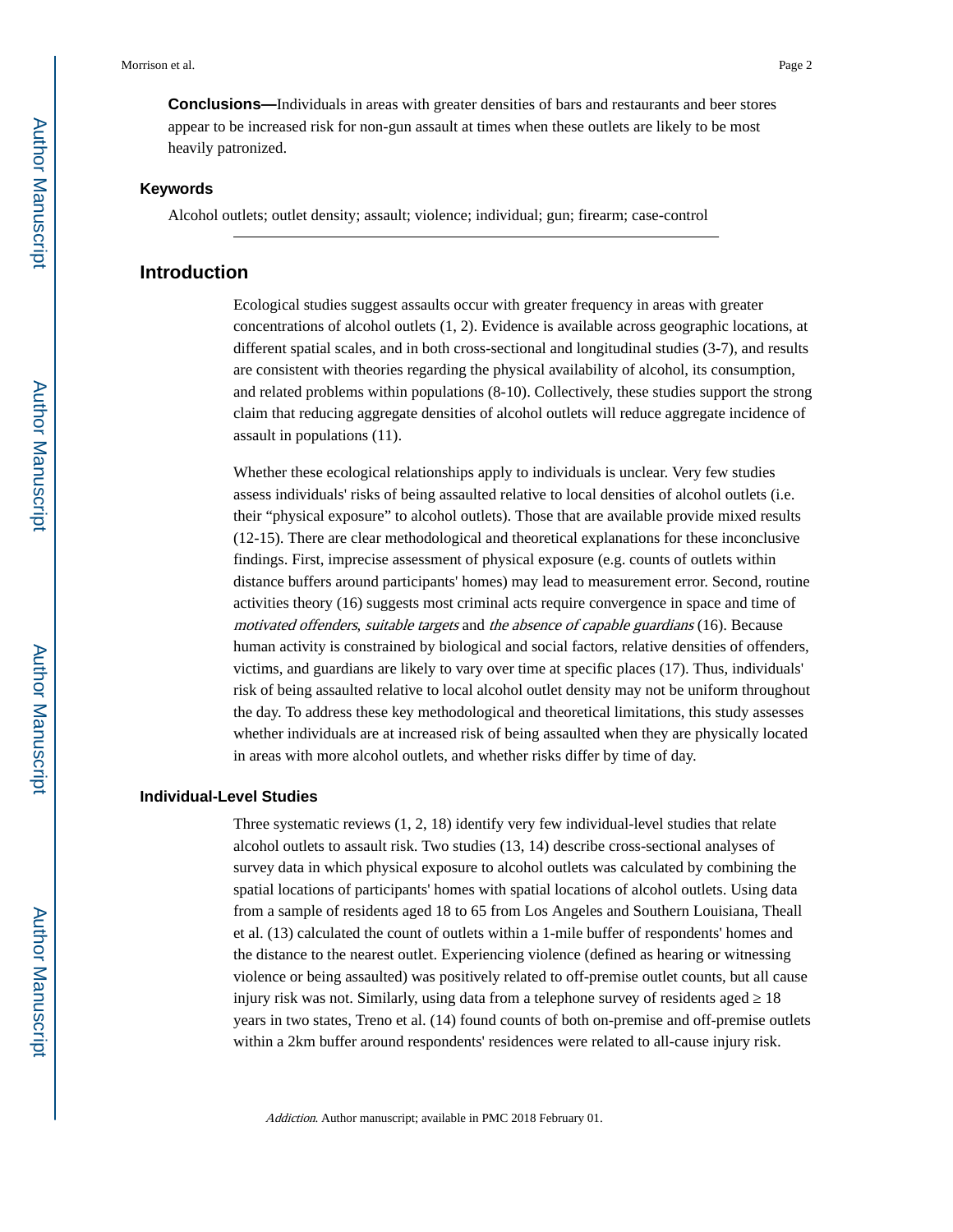**Conclusions—**Individuals in areas with greater densities of bars and restaurants and beer stores appear to be increased risk for non-gun assault at times when these outlets are likely to be most heavily patronized.

### Keywords

Alcohol outlets; outlet density; assault; violence; individual; gun; firearm; case-control

## Introduction

Ecological studies suggest assaults occur with greater frequency in areas with greater concentrations of alcohol outlets (1, 2). Evidence is available across geographic locations, at different spatial scales, and in both cross-sectional and longitudinal studies (3-7), and results are consistent with theories regarding the physical availability of alcohol, its consumption, and related problems within populations (8-10). Collectively, these studies support the strong claim that reducing aggregate densities of alcohol outlets will reduce aggregate incidence of assault in populations (11).

Whether these ecological relationships apply to individuals is unclear. Very few studies assess individuals' risks of being assaulted relative to local densities of alcohol outlets (i.e. their "physical exposure" to alcohol outlets). Those that are available provide mixed results (12-15). There are clear methodological and theoretical explanations for these inconclusive findings. First, imprecise assessment of physical exposure (e.g. counts of outlets within distance buffers around participants' homes) may lead to measurement error. Second, routine activities theory (16) suggests most criminal acts require convergence in space and time of *motivated offenders*, *suitable targets* and *the absence of capable guardians* (16). Because human activity is constrained by biological and social factors, relative densities of offenders, victims, and guardians are likely to vary over time at specific places (17). Thus, individuals' risk of being assaulted relative to local alcohol outlet density may not be uniform throughout the day. To address these key methodological and theoretical limitations, this study assesses whether individuals are at increased risk of being assaulted when they are physically located in areas with more alcohol outlets, and whether risks differ by time of day.

### Individual-Level Studies

Three systematic reviews (1, 2, 18) identify very few individual-level studies that relate alcohol outlets to assault risk. Two studies (13, 14) describe cross-sectional analyses of survey data in which physical exposure to alcohol outlets was calculated by combining the spatial locations of participants' homes with spatial locations of alcohol outlets. Using data from a sample of residents aged 18 to 65 from Los Angeles and Southern Louisiana, Theall et al. (13) calculated the count of outlets within a 1-mile buffer of respondents' homes and the distance to the nearest outlet. Experiencing violence (defined as hearing or witnessing violence or being assaulted) was positively related to off-premise outlet counts, but all cause injury risk was not. Similarly, using data from a telephone survey of residents aged ≥ 18 years in two states, Treno et al. (14) found counts of both on-premise and off-premise outlets within a 2km buffer around respondents' residences were related to all-cause injury risk.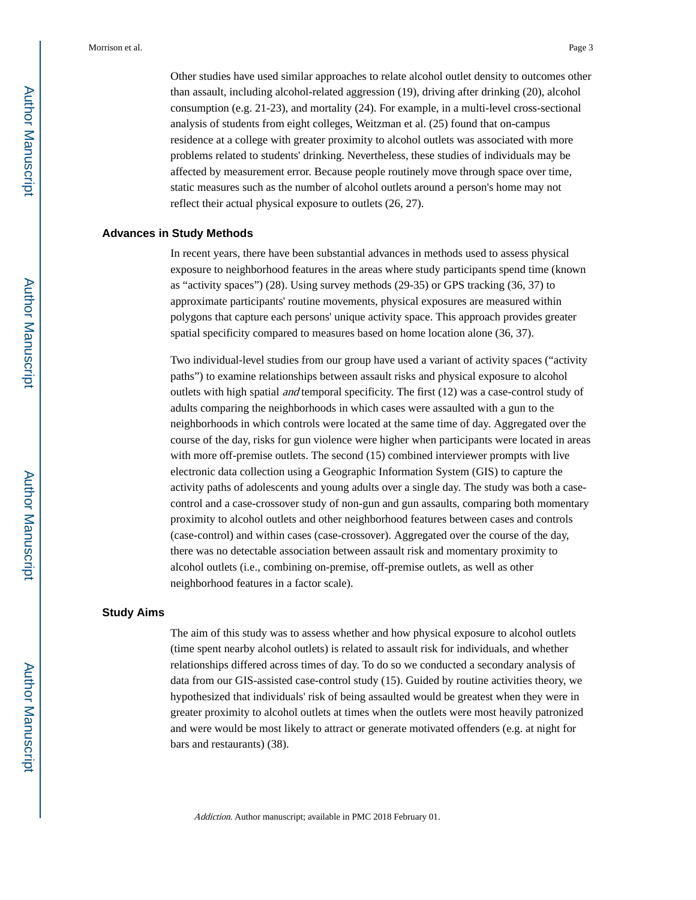Other studies have used similar approaches to relate alcohol outlet density to outcomes other than assault, including alcohol-related aggression (19), driving after drinking (20), alcohol consumption (e.g. 21-23), and mortality (24). For example, in a multi-level cross-sectional analysis of students from eight colleges, Weitzman et al. (25) found that on-campus residence at a college with greater proximity to alcohol outlets was associated with more problems related to students' drinking. Nevertheless, these studies of individuals may be affected by measurement error. Because people routinely move through space over time, static measures such as the number of alcohol outlets around a person's home may not reflect their actual physical exposure to outlets (26, 27).

## Advances in Study Methods

In recent years, there have been substantial advances in methods used to assess physical exposure to neighborhood features in the areas where study participants spend time (known as "activity spaces") (28). Using survey methods (29-35) or GPS tracking (36, 37) to approximate participants' routine movements, physical exposures are measured within polygons that capture each persons' unique activity space. This approach provides greater spatial specificity compared to measures based on home location alone (36, 37).

Two individual-level studies from our group have used a variant of activity spaces ("activity paths") to examine relationships between assault risks and physical exposure to alcohol outlets with high spatial *and* temporal specificity. The first (12) was a case-control study of adults comparing the neighborhoods in which cases were assaulted with a gun to the neighborhoods in which controls were located at the same time of day. Aggregated over the course of the day, risks for gun violence were higher when participants were located in areas with more off-premise outlets. The second (15) combined interviewer prompts with live electronic data collection using a Geographic Information System (GIS) to capture the activity paths of adolescents and young adults over a single day. The study was both a case-control and a case-crossover study of non-gun and gun assaults, comparing both momentary proximity to alcohol outlets and other neighborhood features between cases and controls (case-control) and within cases (case-crossover). Aggregated over the course of the day, there was no detectable association between assault risk and momentary proximity to alcohol outlets (i.e., combining on-premise, off-premise outlets, as well as other neighborhood features in a factor scale).

## Study Aims

The aim of this study was to assess whether and how physical exposure to alcohol outlets (time spent nearby alcohol outlets) is related to assault risk for individuals, and whether relationships differed across times of day. To do so we conducted a secondary analysis of data from our GIS-assisted case-control study (15). Guided by routine activities theory, we hypothesized that individuals' risk of being assaulted would be greatest when they were in greater proximity to alcohol outlets at times when the outlets were most heavily patronized and were would be most likely to attract or generate motivated offenders (e.g. at night for bars and restaurants) (38).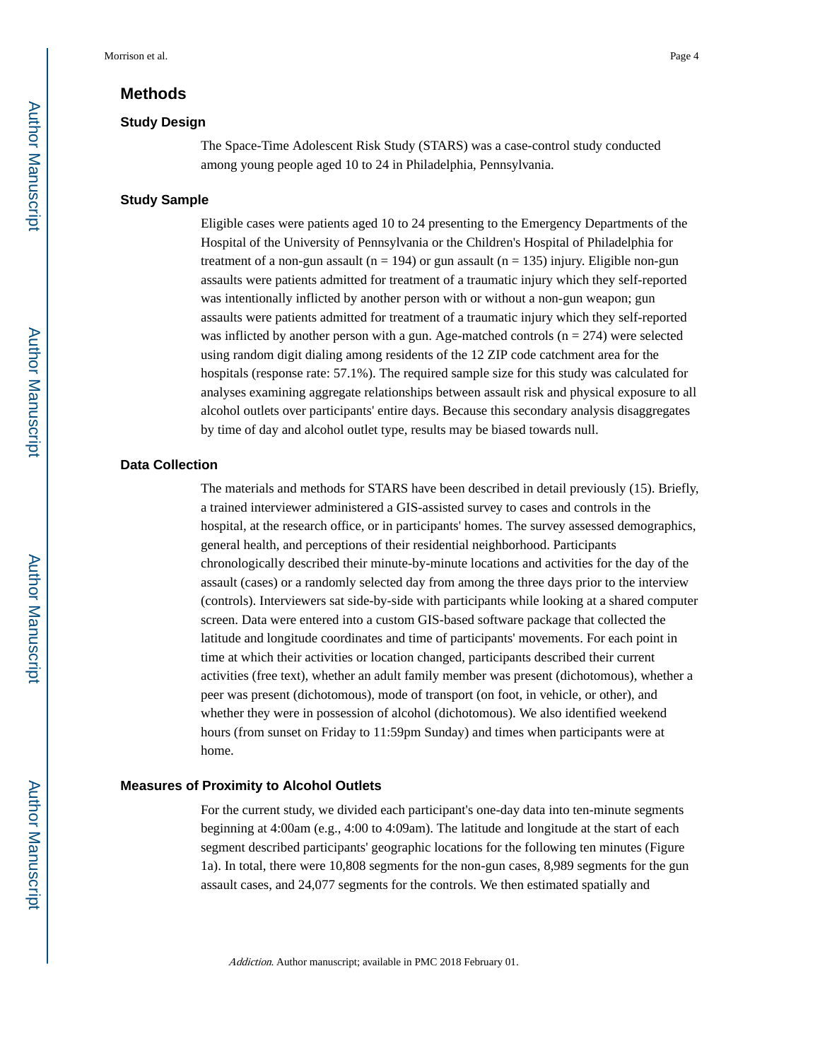## Methods

### Study Design

The Space-Time Adolescent Risk Study (STARS) was a case-control study conducted among young people aged 10 to 24 in Philadelphia, Pennsylvania.

### Study Sample

Eligible cases were patients aged 10 to 24 presenting to the Emergency Departments of the Hospital of the University of Pennsylvania or the Children's Hospital of Philadelphia for treatment of a non-gun assault (n = 194) or gun assault (n = 135) injury. Eligible non-gun assaults were patients admitted for treatment of a traumatic injury which they self-reported was intentionally inflicted by another person with or without a non-gun weapon; gun assaults were patients admitted for treatment of a traumatic injury which they self-reported was inflicted by another person with a gun. Age-matched controls (n = 274) were selected using random digit dialing among residents of the 12 ZIP code catchment area for the hospitals (response rate: 57.1%). The required sample size for this study was calculated for analyses examining aggregate relationships between assault risk and physical exposure to all alcohol outlets over participants' entire days. Because this secondary analysis disaggregates by time of day and alcohol outlet type, results may be biased towards null.

### Data Collection

The materials and methods for STARS have been described in detail previously (15). Briefly, a trained interviewer administered a GIS-assisted survey to cases and controls in the hospital, at the research office, or in participants' homes. The survey assessed demographics, general health, and perceptions of their residential neighborhood. Participants chronologically described their minute-by-minute locations and activities for the day of the assault (cases) or a randomly selected day from among the three days prior to the interview (controls). Interviewers sat side-by-side with participants while looking at a shared computer screen. Data were entered into a custom GIS-based software package that collected the latitude and longitude coordinates and time of participants' movements. For each point in time at which their activities or location changed, participants described their current activities (free text), whether an adult family member was present (dichotomous), whether a peer was present (dichotomous), mode of transport (on foot, in vehicle, or other), and whether they were in possession of alcohol (dichotomous). We also identified weekend hours (from sunset on Friday to 11:59pm Sunday) and times when participants were at home.

### Measures of Proximity to Alcohol Outlets

For the current study, we divided each participant's one-day data into ten-minute segments beginning at 4:00am (e.g., 4:00 to 4:09am). The latitude and longitude at the start of each segment described participants' geographic locations for the following ten minutes (Figure 1a). In total, there were 10,808 segments for the non-gun cases, 8,989 segments for the gun assault cases, and 24,077 segments for the controls. We then estimated spatially and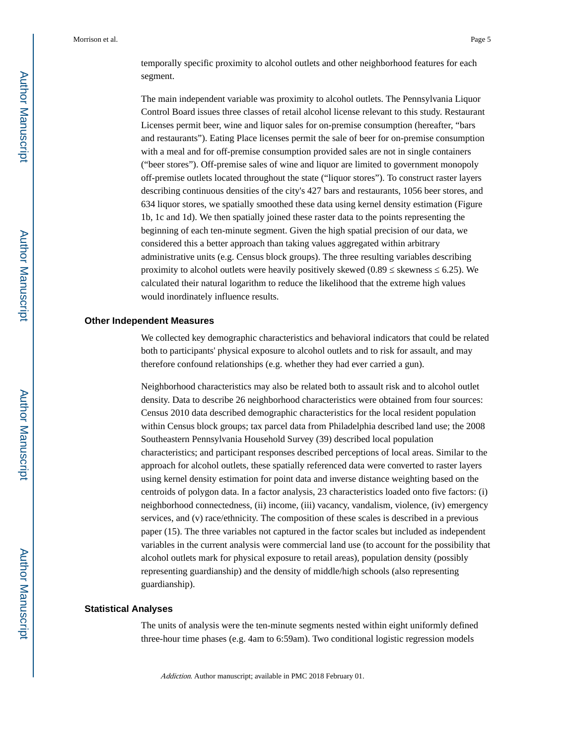temporally specific proximity to alcohol outlets and other neighborhood features for each segment.

The main independent variable was proximity to alcohol outlets. The Pennsylvania Liquor Control Board issues three classes of retail alcohol license relevant to this study. Restaurant Licenses permit beer, wine and liquor sales for on-premise consumption (hereafter, "bars and restaurants"). Eating Place licenses permit the sale of beer for on-premise consumption with a meal and for off-premise consumption provided sales are not in single containers ("beer stores"). Off-premise sales of wine and liquor are limited to government monopoly off-premise outlets located throughout the state ("liquor stores"). To construct raster layers describing continuous densities of the city's 427 bars and restaurants, 1056 beer stores, and 634 liquor stores, we spatially smoothed these data using kernel density estimation (Figure 1b, 1c and 1d). We then spatially joined these raster data to the points representing the beginning of each ten-minute segment. Given the high spatial precision of our data, we considered this a better approach than taking values aggregated within arbitrary administrative units (e.g. Census block groups). The three resulting variables describing proximity to alcohol outlets were heavily positively skewed ($0.89 \leq$ skewness $\leq 6.25$). We calculated their natural logarithm to reduce the likelihood that the extreme high values would inordinately influence results.

## Other Independent Measures

We collected key demographic characteristics and behavioral indicators that could be related both to participants' physical exposure to alcohol outlets and to risk for assault, and may therefore confound relationships (e.g. whether they had ever carried a gun).

Neighborhood characteristics may also be related both to assault risk and to alcohol outlet density. Data to describe 26 neighborhood characteristics were obtained from four sources: Census 2010 data described demographic characteristics for the local resident population within Census block groups; tax parcel data from Philadelphia described land use; the 2008 Southeastern Pennsylvania Household Survey (39) described local population characteristics; and participant responses described perceptions of local areas. Similar to the approach for alcohol outlets, these spatially referenced data were converted to raster layers using kernel density estimation for point data and inverse distance weighting based on the centroids of polygon data. In a factor analysis, 23 characteristics loaded onto five factors: (i) neighborhood connectedness, (ii) income, (iii) vacancy, vandalism, violence, (iv) emergency services, and (v) race/ethnicity. The composition of these scales is described in a previous paper (15). The three variables not captured in the factor scales but included as independent variables in the current analysis were commercial land use (to account for the possibility that alcohol outlets mark for physical exposure to retail areas), population density (possibly representing guardianship) and the density of middle/high schools (also representing guardianship).

## Statistical Analyses

The units of analysis were the ten-minute segments nested within eight uniformly defined three-hour time phases (e.g. 4am to 6:59am). Two conditional logistic regression models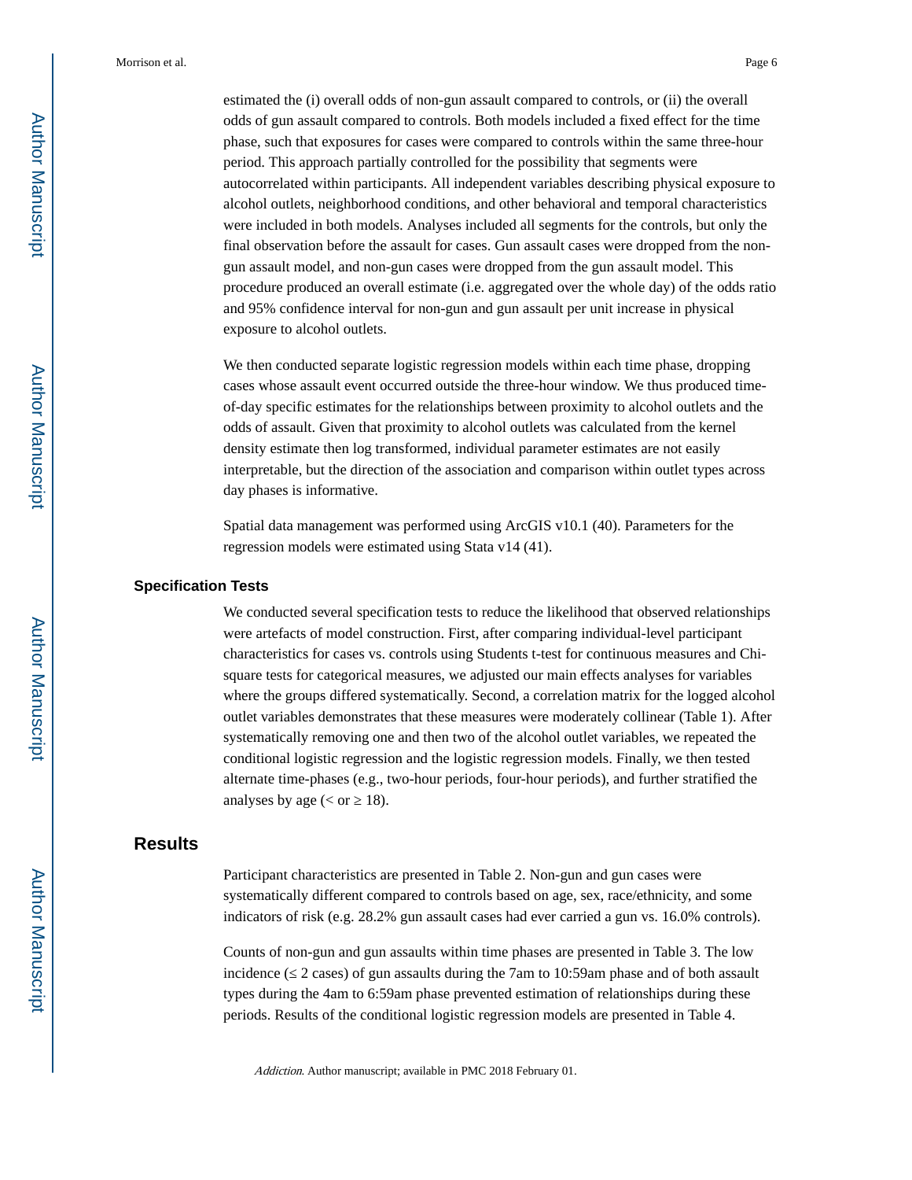estimated the (i) overall odds of non-gun assault compared to controls, or (ii) the overall odds of gun assault compared to controls. Both models included a fixed effect for the time phase, such that exposures for cases were compared to controls within the same three-hour period. This approach partially controlled for the possibility that segments were autocorrelated within participants. All independent variables describing physical exposure to alcohol outlets, neighborhood conditions, and other behavioral and temporal characteristics were included in both models. Analyses included all segments for the controls, but only the final observation before the assault for cases. Gun assault cases were dropped from the non-gun assault model, and non-gun cases were dropped from the gun assault model. This procedure produced an overall estimate (i.e. aggregated over the whole day) of the odds ratio and 95% confidence interval for non-gun and gun assault per unit increase in physical exposure to alcohol outlets.

We then conducted separate logistic regression models within each time phase, dropping cases whose assault event occurred outside the three-hour window. We thus produced time-of-day specific estimates for the relationships between proximity to alcohol outlets and the odds of assault. Given that proximity to alcohol outlets was calculated from the kernel density estimate then log transformed, individual parameter estimates are not easily interpretable, but the direction of the association and comparison within outlet types across day phases is informative.

Spatial data management was performed using ArcGIS v10.1 (40). Parameters for the regression models were estimated using Stata v14 (41).

### Specification Tests

We conducted several specification tests to reduce the likelihood that observed relationships were artefacts of model construction. First, after comparing individual-level participant characteristics for cases vs. controls using Students t-test for continuous measures and Chi-square tests for categorical measures, we adjusted our main effects analyses for variables where the groups differed systematically. Second, a correlation matrix for the logged alcohol outlet variables demonstrates that these measures were moderately collinear (Table 1). After systematically removing one and then two of the alcohol outlet variables, we repeated the conditional logistic regression and the logistic regression models. Finally, we then tested alternate time-phases (e.g., two-hour periods, four-hour periods), and further stratified the analyses by age (< or ≥ 18).

## Results

Participant characteristics are presented in Table 2. Non-gun and gun cases were systematically different compared to controls based on age, sex, race/ethnicity, and some indicators of risk (e.g. 28.2% gun assault cases had ever carried a gun vs. 16.0% controls).

Counts of non-gun and gun assaults within time phases are presented in Table 3. The low incidence (≤ 2 cases) of gun assaults during the 7am to 10:59am phase and of both assault types during the 4am to 6:59am phase prevented estimation of relationships during these periods. Results of the conditional logistic regression models are presented in Table 4.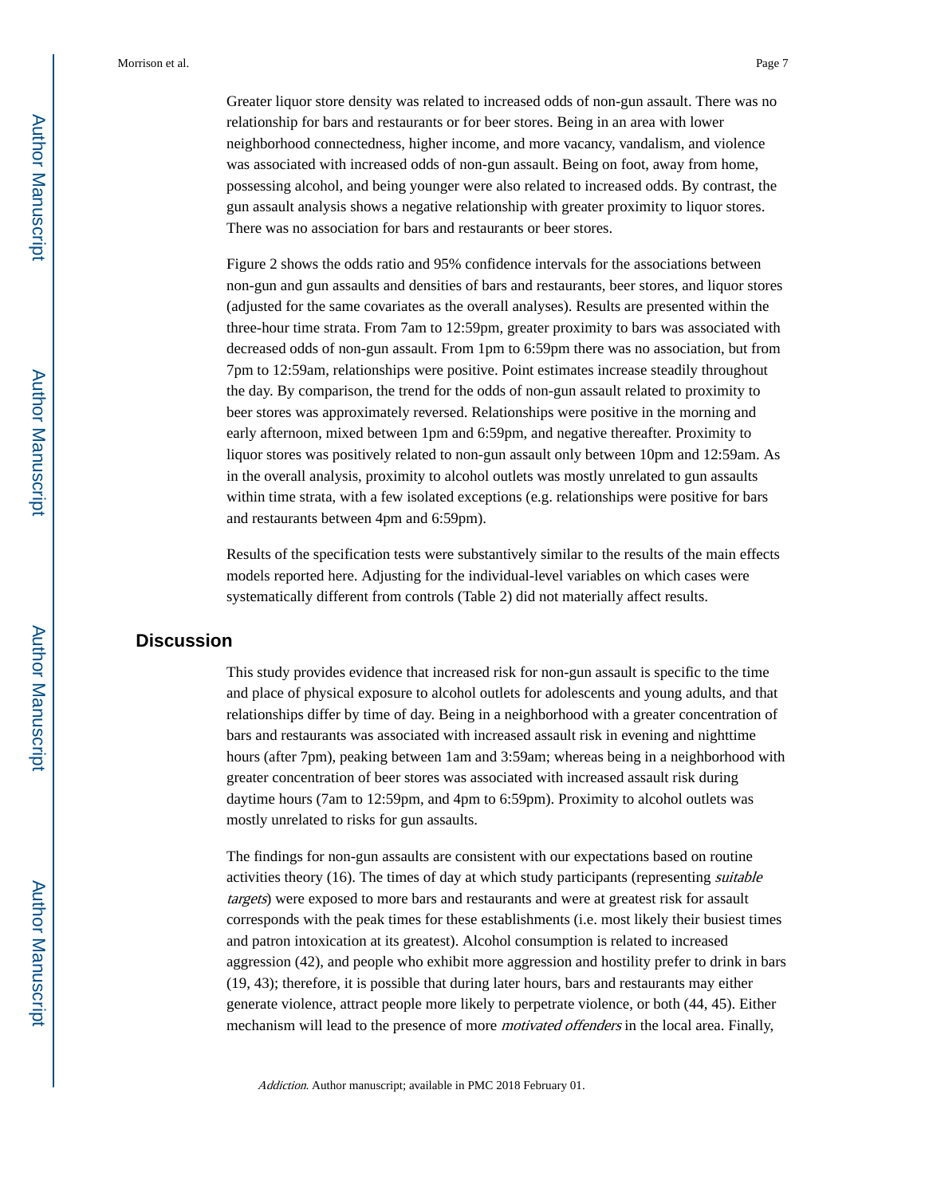Greater liquor store density was related to increased odds of non-gun assault. There was no relationship for bars and restaurants or for beer stores. Being in an area with lower neighborhood connectedness, higher income, and more vacancy, vandalism, and violence was associated with increased odds of non-gun assault. Being on foot, away from home, possessing alcohol, and being younger were also related to increased odds. By contrast, the gun assault analysis shows a negative relationship with greater proximity to liquor stores. There was no association for bars and restaurants or beer stores.

Figure 2 shows the odds ratio and 95% confidence intervals for the associations between non-gun and gun assaults and densities of bars and restaurants, beer stores, and liquor stores (adjusted for the same covariates as the overall analyses). Results are presented within the three-hour time strata. From 7am to 12:59pm, greater proximity to bars was associated with decreased odds of non-gun assault. From 1pm to 6:59pm there was no association, but from 7pm to 12:59am, relationships were positive. Point estimates increase steadily throughout the day. By comparison, the trend for the odds of non-gun assault related to proximity to beer stores was approximately reversed. Relationships were positive in the morning and early afternoon, mixed between 1pm and 6:59pm, and negative thereafter. Proximity to liquor stores was positively related to non-gun assault only between 10pm and 12:59am. As in the overall analysis, proximity to alcohol outlets was mostly unrelated to gun assaults within time strata, with a few isolated exceptions (e.g. relationships were positive for bars and restaurants between 4pm and 6:59pm).

Results of the specification tests were substantively similar to the results of the main effects models reported here. Adjusting for the individual-level variables on which cases were systematically different from controls (Table 2) did not materially affect results.

## Discussion

This study provides evidence that increased risk for non-gun assault is specific to the time and place of physical exposure to alcohol outlets for adolescents and young adults, and that relationships differ by time of day. Being in a neighborhood with a greater concentration of bars and restaurants was associated with increased assault risk in evening and nighttime hours (after 7pm), peaking between 1am and 3:59am; whereas being in a neighborhood with greater concentration of beer stores was associated with increased assault risk during daytime hours (7am to 12:59pm, and 4pm to 6:59pm). Proximity to alcohol outlets was mostly unrelated to risks for gun assaults.

The findings for non-gun assaults are consistent with our expectations based on routine activities theory (16). The times of day at which study participants (representing *suitable targets*) were exposed to more bars and restaurants and were at greatest risk for assault corresponds with the peak times for these establishments (i.e. most likely their busiest times and patron intoxication at its greatest). Alcohol consumption is related to increased aggression (42), and people who exhibit more aggression and hostility prefer to drink in bars (19, 43); therefore, it is possible that during later hours, bars and restaurants may either generate violence, attract people more likely to perpetrate violence, or both (44, 45). Either mechanism will lead to the presence of more *motivated offenders* in the local area. Finally,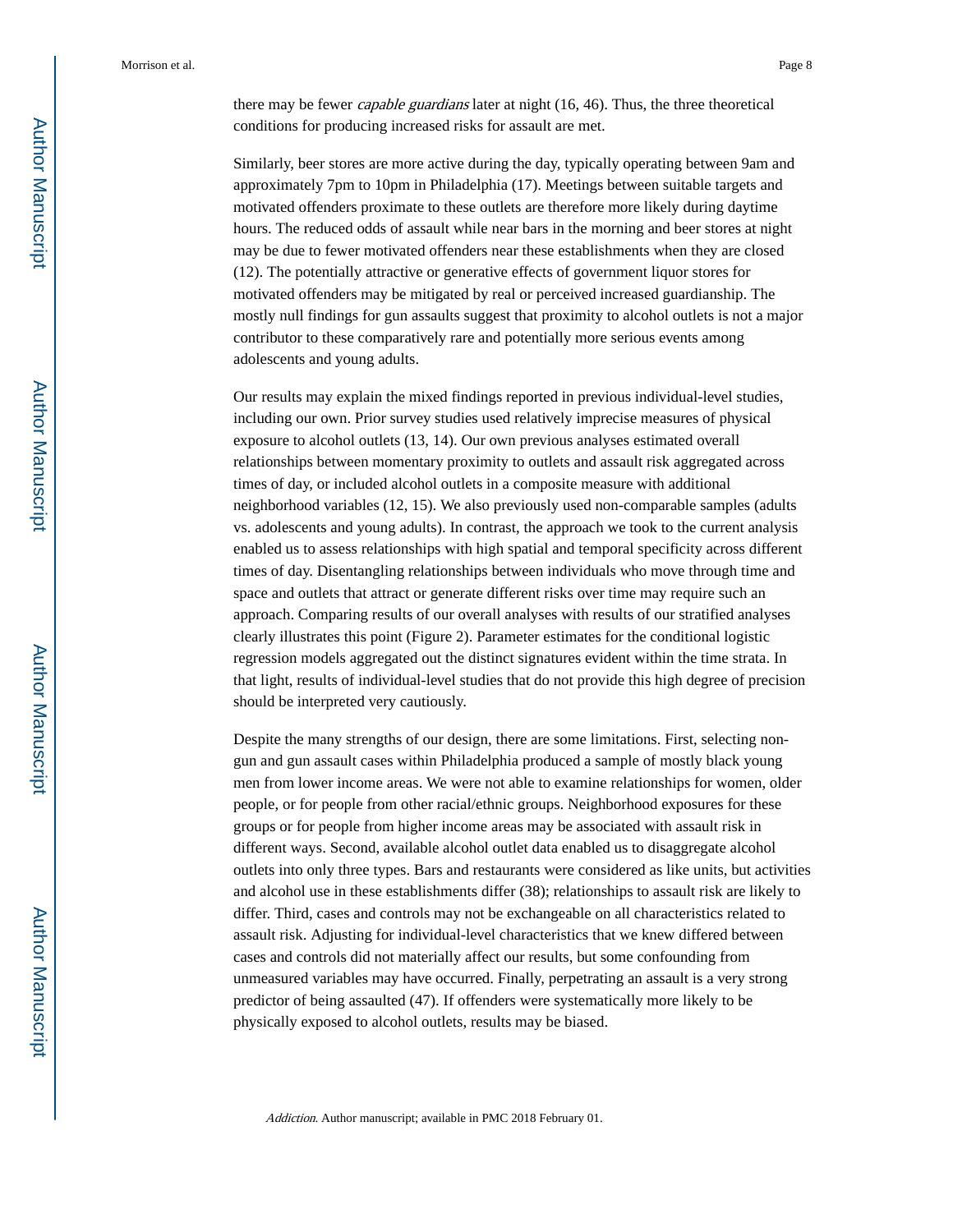there may be fewer *capable guardians* later at night (16, 46). Thus, the three theoretical conditions for producing increased risks for assault are met.

Similarly, beer stores are more active during the day, typically operating between 9am and approximately 7pm to 10pm in Philadelphia (17). Meetings between suitable targets and motivated offenders proximate to these outlets are therefore more likely during daytime hours. The reduced odds of assault while near bars in the morning and beer stores at night may be due to fewer motivated offenders near these establishments when they are closed (12). The potentially attractive or generative effects of government liquor stores for motivated offenders may be mitigated by real or perceived increased guardianship. The mostly null findings for gun assaults suggest that proximity to alcohol outlets is not a major contributor to these comparatively rare and potentially more serious events among adolescents and young adults.

Our results may explain the mixed findings reported in previous individual-level studies, including our own. Prior survey studies used relatively imprecise measures of physical exposure to alcohol outlets (13, 14). Our own previous analyses estimated overall relationships between momentary proximity to outlets and assault risk aggregated across times of day, or included alcohol outlets in a composite measure with additional neighborhood variables (12, 15). We also previously used non-comparable samples (adults vs. adolescents and young adults). In contrast, the approach we took to the current analysis enabled us to assess relationships with high spatial and temporal specificity across different times of day. Disentangling relationships between individuals who move through time and space and outlets that attract or generate different risks over time may require such an approach. Comparing results of our overall analyses with results of our stratified analyses clearly illustrates this point (Figure 2). Parameter estimates for the conditional logistic regression models aggregated out the distinct signatures evident within the time strata. In that light, results of individual-level studies that do not provide this high degree of precision should be interpreted very cautiously.

Despite the many strengths of our design, there are some limitations. First, selecting non-gun and gun assault cases within Philadelphia produced a sample of mostly black young men from lower income areas. We were not able to examine relationships for women, older people, or for people from other racial/ethnic groups. Neighborhood exposures for these groups or for people from higher income areas may be associated with assault risk in different ways. Second, available alcohol outlet data enabled us to disaggregate alcohol outlets into only three types. Bars and restaurants were considered as like units, but activities and alcohol use in these establishments differ (38); relationships to assault risk are likely to differ. Third, cases and controls may not be exchangeable on all characteristics related to assault risk. Adjusting for individual-level characteristics that we knew differed between cases and controls did not materially affect our results, but some confounding from unmeasured variables may have occurred. Finally, perpetrating an assault is a very strong predictor of being assaulted (47). If offenders were systematically more likely to be physically exposed to alcohol outlets, results may be biased.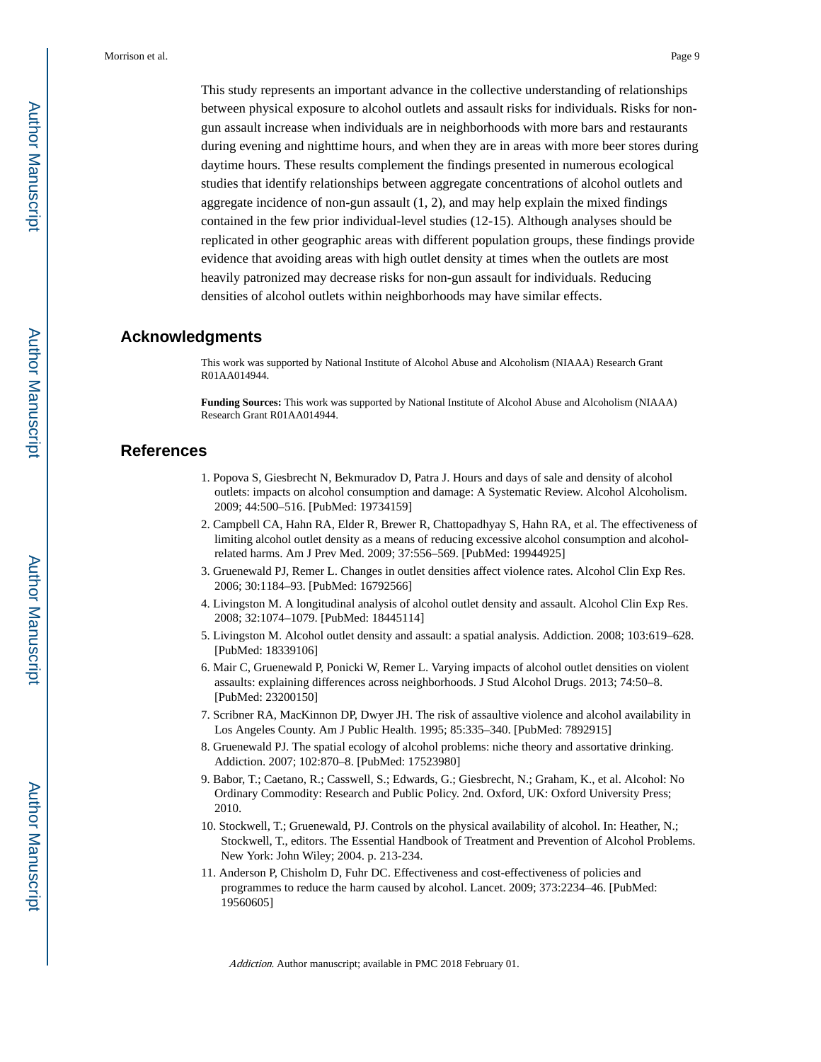This study represents an important advance in the collective understanding of relationships between physical exposure to alcohol outlets and assault risks for individuals. Risks for non-gun assault increase when individuals are in neighborhoods with more bars and restaurants during evening and nighttime hours, and when they are in areas with more beer stores during daytime hours. These results complement the findings presented in numerous ecological studies that identify relationships between aggregate concentrations of alcohol outlets and aggregate incidence of non-gun assault (1, 2), and may help explain the mixed findings contained in the few prior individual-level studies (12-15). Although analyses should be replicated in other geographic areas with different population groups, these findings provide evidence that avoiding areas with high outlet density at times when the outlets are most heavily patronized may decrease risks for non-gun assault for individuals. Reducing densities of alcohol outlets within neighborhoods may have similar effects.

## Acknowledgments

This work was supported by National Institute of Alcohol Abuse and Alcoholism (NIAAA) Research Grant R01AA014944.

**Funding Sources:** This work was supported by National Institute of Alcohol Abuse and Alcoholism (NIAAA) Research Grant R01AA014944.

## References

1. Popova S, Giesbrecht N, Bekmuradov D, Patra J. Hours and days of sale and density of alcohol outlets: impacts on alcohol consumption and damage: A Systematic Review. Alcohol Alcoholism. 2009; 44:500–516. [PubMed: 19734159]
2. Campbell CA, Hahn RA, Elder R, Brewer R, Chattopadhyay S, Hahn RA, et al. The effectiveness of limiting alcohol outlet density as a means of reducing excessive alcohol consumption and alcohol-related harms. Am J Prev Med. 2009; 37:556–569. [PubMed: 19944925]
3. Gruenewald PJ, Remer L. Changes in outlet densities affect violence rates. Alcohol Clin Exp Res. 2006; 30:1184–93. [PubMed: 16792566]
4. Livingston M. A longitudinal analysis of alcohol outlet density and assault. Alcohol Clin Exp Res. 2008; 32:1074–1079. [PubMed: 18445114]
5. Livingston M. Alcohol outlet density and assault: a spatial analysis. Addiction. 2008; 103:619–628. [PubMed: 18339106]
6. Mair C, Gruenewald P, Ponicki W, Remer L. Varying impacts of alcohol outlet densities on violent assaults: explaining differences across neighborhoods. J Stud Alcohol Drugs. 2013; 74:50–8. [PubMed: 23200150]
7. Scribner RA, MacKinnon DP, Dwyer JH. The risk of assaultive violence and alcohol availability in Los Angeles County. Am J Public Health. 1995; 85:335–340. [PubMed: 7892915]
8. Gruenewald PJ. The spatial ecology of alcohol problems: niche theory and assortative drinking. Addiction. 2007; 102:870–8. [PubMed: 17523980]
9. Babor, T.; Caetano, R.; Casswell, S.; Edwards, G.; Giesbrecht, N.; Graham, K., et al. Alcohol: No Ordinary Commodity: Research and Public Policy. 2nd. Oxford, UK: Oxford University Press; 2010.
10. Stockwell, T.; Gruenewald, PJ. Controls on the physical availability of alcohol. In: Heather, N.; Stockwell, T., editors. The Essential Handbook of Treatment and Prevention of Alcohol Problems. New York: John Wiley; 2004. p. 213-234.
11. Anderson P, Chisholm D, Fuhr DC. Effectiveness and cost-effectiveness of policies and programmes to reduce the harm caused by alcohol. Lancet. 2009; 373:2234–46. [PubMed: 19560605]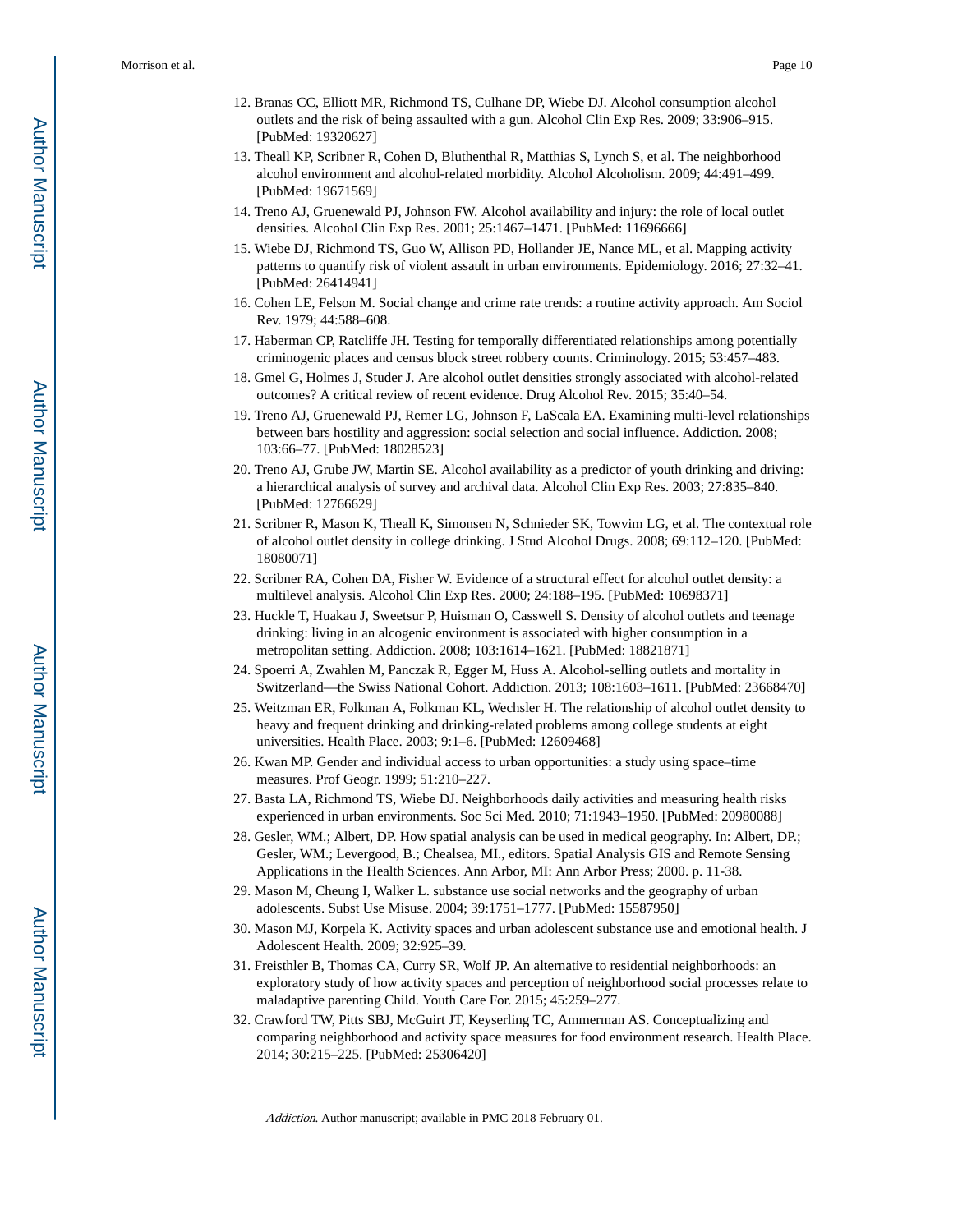12. Branas CC, Elliott MR, Richmond TS, Culhane DP, Wiebe DJ. Alcohol consumption alcohol outlets and the risk of being assaulted with a gun. Alcohol Clin Exp Res. 2009; 33:906–915. [PubMed: 19320627]
13. Theall KP, Scribner R, Cohen D, Bluthenthal R, Matthias S, Lynch S, et al. The neighborhood alcohol environment and alcohol-related morbidity. Alcohol Alcoholism. 2009; 44:491–499. [PubMed: 19671569]
14. Treno AJ, Gruenewald PJ, Johnson FW. Alcohol availability and injury: the role of local outlet densities. Alcohol Clin Exp Res. 2001; 25:1467–1471. [PubMed: 11696666]
15. Wiebe DJ, Richmond TS, Guo W, Allison PD, Hollander JE, Nance ML, et al. Mapping activity patterns to quantify risk of violent assault in urban environments. Epidemiology. 2016; 27:32–41. [PubMed: 26414941]
16. Cohen LE, Felson M. Social change and crime rate trends: a routine activity approach. Am Sociol Rev. 1979; 44:588–608.
17. Haberman CP, Ratcliffe JH. Testing for temporally differentiated relationships among potentially criminogenic places and census block street robbery counts. Criminology. 2015; 53:457–483.
18. Gmel G, Holmes J, Studer J. Are alcohol outlet densities strongly associated with alcohol-related outcomes? A critical review of recent evidence. Drug Alcohol Rev. 2015; 35:40–54.
19. Treno AJ, Gruenewald PJ, Remer LG, Johnson F, LaScala EA. Examining multi-level relationships between bars hostility and aggression: social selection and social influence. Addiction. 2008; 103:66–77. [PubMed: 18028523]
20. Treno AJ, Grube JW, Martin SE. Alcohol availability as a predictor of youth drinking and driving: a hierarchical analysis of survey and archival data. Alcohol Clin Exp Res. 2003; 27:835–840. [PubMed: 12766629]
21. Scribner R, Mason K, Theall K, Simonsen N, Schnieder SK, Towvim LG, et al. The contextual role of alcohol outlet density in college drinking. J Stud Alcohol Drugs. 2008; 69:112–120. [PubMed: 18080071]
22. Scribner RA, Cohen DA, Fisher W. Evidence of a structural effect for alcohol outlet density: a multilevel analysis. Alcohol Clin Exp Res. 2000; 24:188–195. [PubMed: 10698371]
23. Huckle T, Huakau J, Sweetsur P, Huisman O, Casswell S. Density of alcohol outlets and teenage drinking: living in an alcogenic environment is associated with higher consumption in a metropolitan setting. Addiction. 2008; 103:1614–1621. [PubMed: 18821871]
24. Spoerri A, Zwahlen M, Panczak R, Egger M, Huss A. Alcohol-selling outlets and mortality in Switzerland—the Swiss National Cohort. Addiction. 2013; 108:1603–1611. [PubMed: 23668470]
25. Weitzman ER, Folkman A, Folkman KL, Wechsler H. The relationship of alcohol outlet density to heavy and frequent drinking and drinking-related problems among college students at eight universities. Health Place. 2003; 9:1–6. [PubMed: 12609468]
26. Kwan MP. Gender and individual access to urban opportunities: a study using space–time measures. Prof Geogr. 1999; 51:210–227.
27. Basta LA, Richmond TS, Wiebe DJ. Neighborhoods daily activities and measuring health risks experienced in urban environments. Soc Sci Med. 2010; 71:1943–1950. [PubMed: 20980088]
28. Gesler, WM.; Albert, DP. How spatial analysis can be used in medical geography. In: Albert, DP.; Gesler, WM.; Levergood, B.; Chealsea, MI., editors. Spatial Analysis GIS and Remote Sensing Applications in the Health Sciences. Ann Arbor, MI: Ann Arbor Press; 2000. p. 11-38.
29. Mason M, Cheung I, Walker L. substance use social networks and the geography of urban adolescents. Subst Use Misuse. 2004; 39:1751–1777. [PubMed: 15587950]
30. Mason MJ, Korpela K. Activity spaces and urban adolescent substance use and emotional health. J Adolescent Health. 2009; 32:925–39.
31. Freisthler B, Thomas CA, Curry SR, Wolf JP. An alternative to residential neighborhoods: an exploratory study of how activity spaces and perception of neighborhood social processes relate to maladaptive parenting Child. Youth Care For. 2015; 45:259–277.
32. Crawford TW, Pitts SBJ, McGuirt JT, Keyserling TC, Ammerman AS. Conceptualizing and comparing neighborhood and activity space measures for food environment research. Health Place. 2014; 30:215–225. [PubMed: 25306420]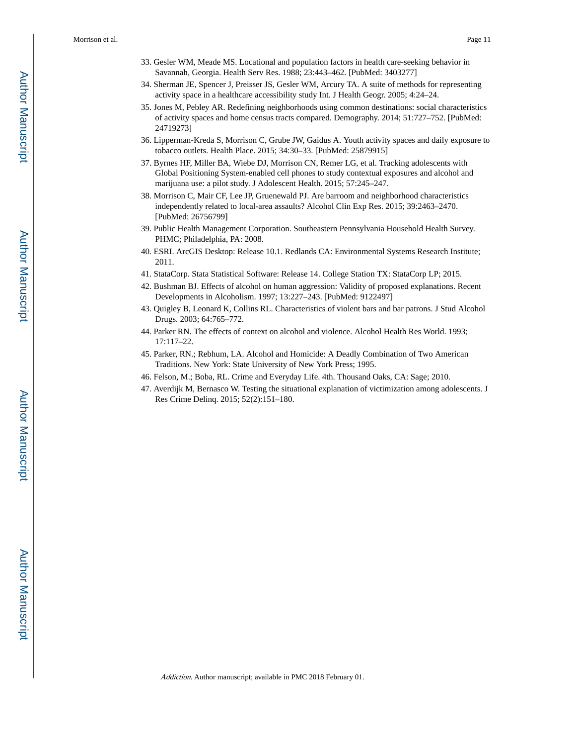33. Gesler WM, Meade MS. Locational and population factors in health care-seeking behavior in Savannah, Georgia. Health Serv Res. 1988; 23:443–462. [PubMed: 3403277]
34. Sherman JE, Spencer J, Preisser JS, Gesler WM, Arcury TA. A suite of methods for representing activity space in a healthcare accessibility study Int. J Health Geogr. 2005; 4:24–24.
35. Jones M, Pebley AR. Redefining neighborhoods using common destinations: social characteristics of activity spaces and home census tracts compared. Demography. 2014; 51:727–752. [PubMed: 24719273]
36. Lipperman-Kreda S, Morrison C, Grube JW, Gaidus A. Youth activity spaces and daily exposure to tobacco outlets. Health Place. 2015; 34:30–33. [PubMed: 25879915]
37. Byrnes HF, Miller BA, Wiebe DJ, Morrison CN, Remer LG, et al. Tracking adolescents with Global Positioning System-enabled cell phones to study contextual exposures and alcohol and marijuana use: a pilot study. J Adolescent Health. 2015; 57:245–247.
38. Morrison C, Mair CF, Lee JP, Gruenewald PJ. Are barroom and neighborhood characteristics independently related to local-area assaults? Alcohol Clin Exp Res. 2015; 39:2463–2470. [PubMed: 26756799]
39. Public Health Management Corporation. Southeastern Pennsylvania Household Health Survey. PHMC; Philadelphia, PA: 2008.
40. ESRI. ArcGIS Desktop: Release 10.1. Redlands CA: Environmental Systems Research Institute; 2011.
41. StataCorp. Stata Statistical Software: Release 14. College Station TX: StataCorp LP; 2015.
42. Bushman BJ. Effects of alcohol on human aggression: Validity of proposed explanations. Recent Developments in Alcoholism. 1997; 13:227–243. [PubMed: 9122497]
43. Quigley B, Leonard K, Collins RL. Characteristics of violent bars and bar patrons. J Stud Alcohol Drugs. 2003; 64:765–772.
44. Parker RN. The effects of context on alcohol and violence. Alcohol Health Res World. 1993; 17:117–22.
45. Parker, RN.; Rebhum, LA. Alcohol and Homicide: A Deadly Combination of Two American Traditions. New York: State University of New York Press; 1995.
46. Felson, M.; Boba, RL. Crime and Everyday Life. 4th. Thousand Oaks, CA: Sage; 2010.
47. Averdijk M, Bernasco W. Testing the situational explanation of victimization among adolescents. J Res Crime Delinq. 2015; 52(2):151–180.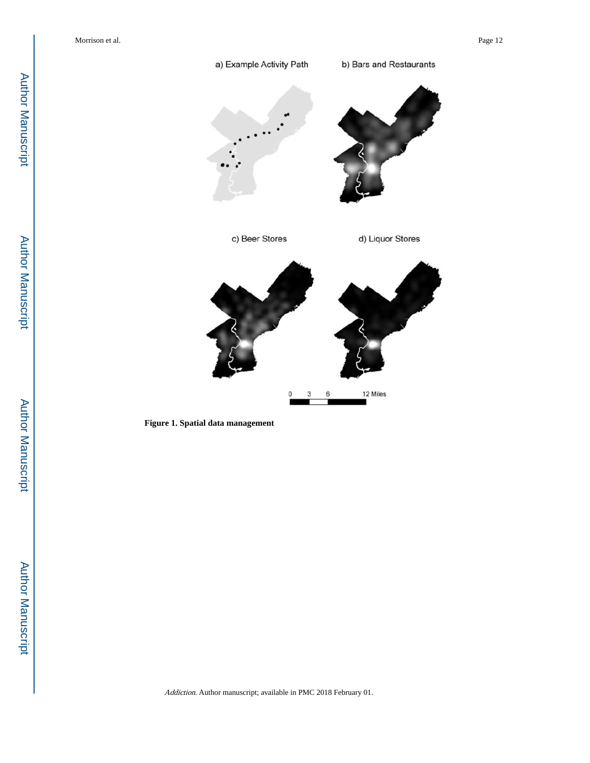a) Example Activity Path

b) Bars and Restaurants

c) Beer Stores

d) Liquor Stores

0 3 6 12 Miles

**Figure 1. Spatial data management**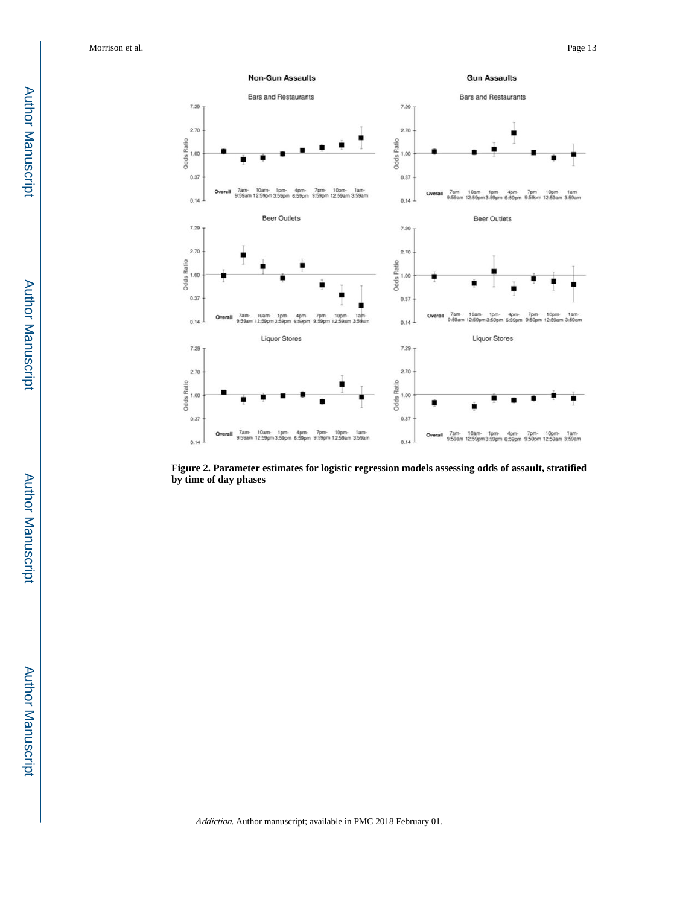**Figure 2. Parameter estimates for logistic regression models assessing odds of assault, stratified by time of day phases**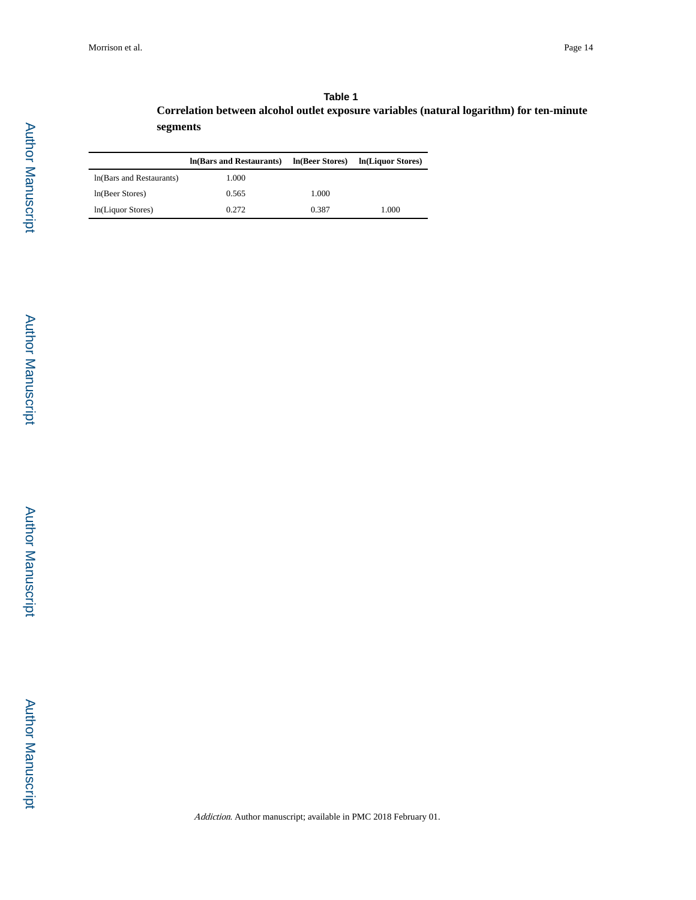**Table 1**

**Correlation between alcohol outlet exposure variables (natural logarithm) for ten-minute segments**

| | ln(Bars and Restaurants) | ln(Beer Stores) | ln(Liquor Stores) |
|---|---|---|---|
| ln(Bars and Restaurants) | 1.000 | | |
| ln(Beer Stores) | 0.565 | 1.000 | |
| ln(Liquor Stores) | 0.272 | 0.387 | 1.000 |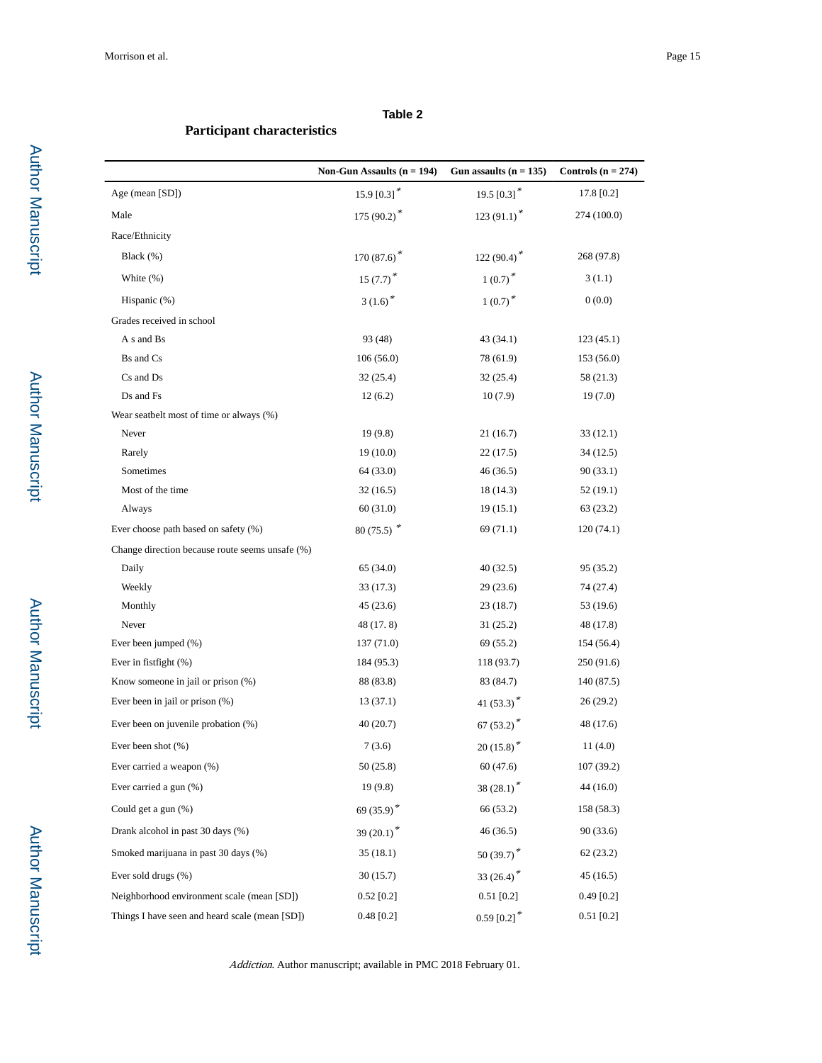**Table 2**

**Participant characteristics**

| | Non-Gun Assaults (n = 194) | Gun assaults (n = 135) | Controls (n = 274) |
|---|---|---|---|
| Age (mean [SD]) | 15.9 [0.3] * | 19.5 [0.3] * | 17.8 [0.2] |
| Male | 175 (90.2) * | 123 (91.1) * | 274 (100.0) |
| Race/Ethnicity | | | |
| Black (%) | 170 (87.6) * | 122 (90.4) * | 268 (97.8) |
| White (%) | 15 (7.7) * | 1 (0.7) * | 3 (1.1) |
| Hispanic (%) | 3 (1.6) * | 1 (0.7) * | 0 (0.0) |
| Grades received in school | | | |
| A s and Bs | 93 (48) | 43 (34.1) | 123 (45.1) |
| Bs and Cs | 106 (56.0) | 78 (61.9) | 153 (56.0) |
| Cs and Ds | 32 (25.4) | 32 (25.4) | 58 (21.3) |
| Ds and Fs | 12 (6.2) | 10 (7.9) | 19 (7.0) |
| Wear seatbelt most of time or always (%) | | | |
| Never | 19 (9.8) | 21 (16.7) | 33 (12.1) |
| Rarely | 19 (10.0) | 22 (17.5) | 34 (12.5) |
| Sometimes | 64 (33.0) | 46 (36.5) | 90 (33.1) |
| Most of the time | 32 (16.5) | 18 (14.3) | 52 (19.1) |
| Always | 60 (31.0) | 19 (15.1) | 63 (23.2) |
| Ever choose path based on safety (%) | 80 (75.5) * | 69 (71.1) | 120 (74.1) |
| Change direction because route seems unsafe (%) | | | |
| Daily | 65 (34.0) | 40 (32.5) | 95 (35.2) |
| Weekly | 33 (17.3) | 29 (23.6) | 74 (27.4) |
| Monthly | 45 (23.6) | 23 (18.7) | 53 (19.6) |
| Never | 48 (17. 8) | 31 (25.2) | 48 (17.8) |
| Ever been jumped (%) | 137 (71.0) | 69 (55.2) | 154 (56.4) |
| Ever in fistfight (%) | 184 (95.3) | 118 (93.7) | 250 (91.6) |
| Know someone in jail or prison (%) | 88 (83.8) | 83 (84.7) | 140 (87.5) |
| Ever been in jail or prison (%) | 13 (37.1) | 41 (53.3) * | 26 (29.2) |
| Ever been on juvenile probation (%) | 40 (20.7) | 67 (53.2) * | 48 (17.6) |
| Ever been shot (%) | 7 (3.6) | 20 (15.8) * | 11 (4.0) |
| Ever carried a weapon (%) | 50 (25.8) | 60 (47.6) | 107 (39.2) |
| Ever carried a gun (%) | 19 (9.8) | 38 (28.1) * | 44 (16.0) |
| Could get a gun (%) | 69 (35.9) * | 66 (53.2) | 158 (58.3) |
| Drank alcohol in past 30 days (%) | 39 (20.1) * | 46 (36.5) | 90 (33.6) |
| Smoked marijuana in past 30 days (%) | 35 (18.1) | 50 (39.7) * | 62 (23.2) |
| Ever sold drugs (%) | 30 (15.7) | 33 (26.4) * | 45 (16.5) |
| Neighborhood environment scale (mean [SD]) | 0.52 [0.2] | 0.51 [0.2] | 0.49 [0.2] |
| Things I have seen and heard scale (mean [SD]) | 0.48 [0.2] | 0.59 [0.2] * | 0.51 [0.2] |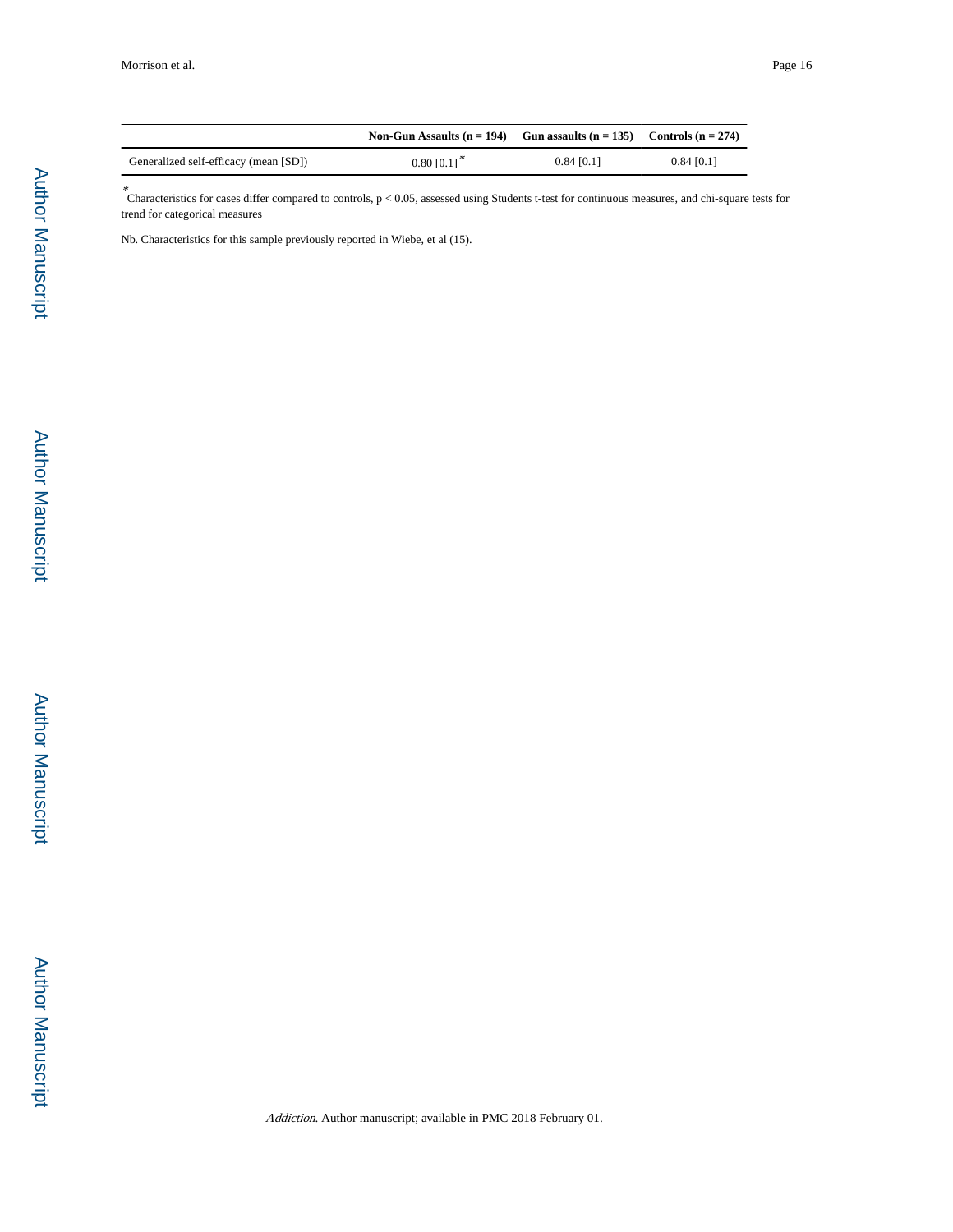| | Non-Gun Assaults (n = 194) | Gun assaults (n = 135) | Controls (n = 274) |
|---|---|---|---|
| Generalized self-efficacy (mean [SD]) | 0.80 [0.1] * | 0.84 [0.1] | 0.84 [0.1] |

* Characteristics for cases differ compared to controls, $p < 0.05$, assessed using Students t-test for continuous measures, and chi-square tests for trend for categorical measures

Nb. Characteristics for this sample previously reported in Wiebe, et al (15).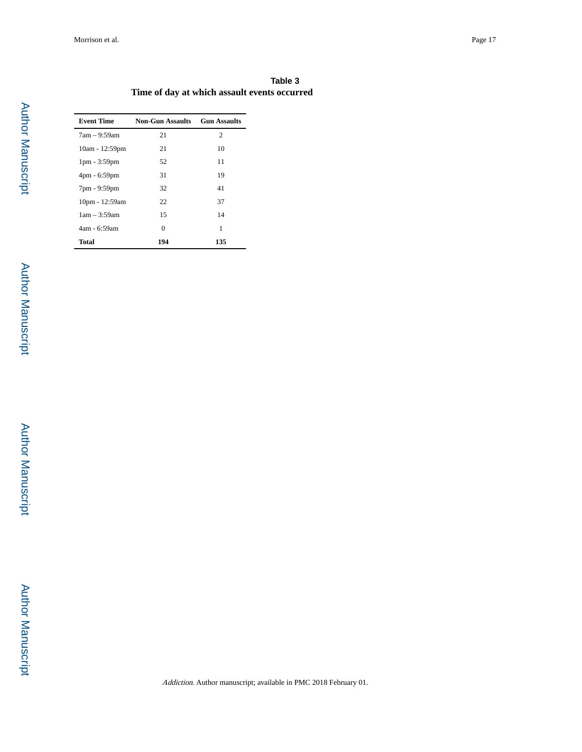**Table 3**

**Time of day at which assault events occurred**

| Event Time | Non-Gun Assaults | Gun Assaults |
|---|---|---|
| 7am – 9:59am | 21 | 2 |
| 10am - 12:59pm | 21 | 10 |
| 1pm - 3:59pm | 52 | 11 |
| 4pm - 6:59pm | 31 | 19 |
| 7pm - 9:59pm | 32 | 41 |
| 10pm - 12:59am | 22 | 37 |
| 1am – 3:59am | 15 | 14 |
| 4am - 6:59am | 0 | 1 |
| **Total** | **194** | **135** |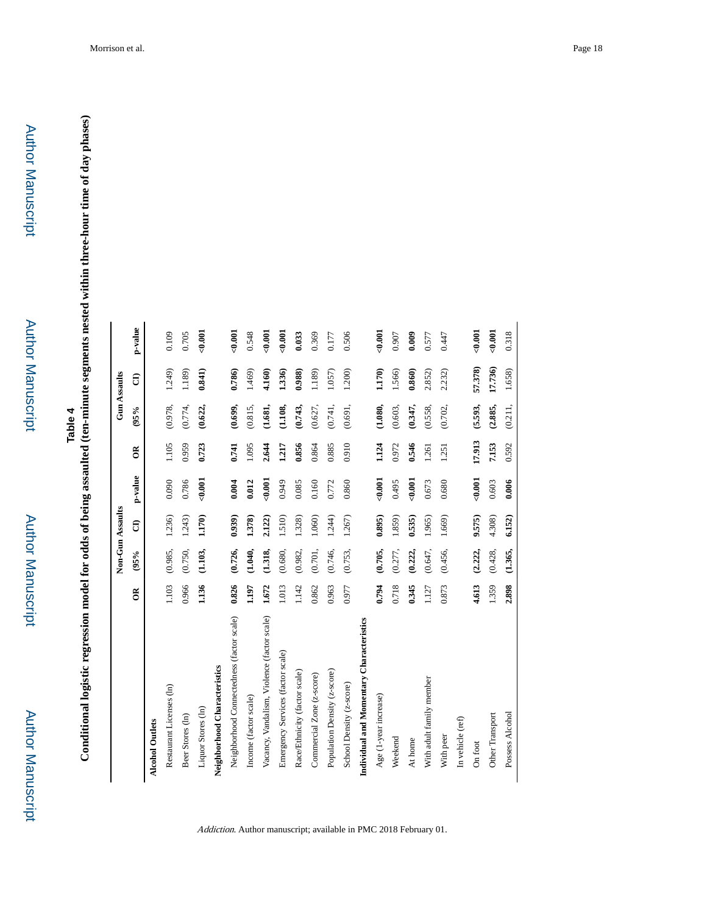## Table 4

**Conditional logistic regression model for odds of being assaulted (ten-minute segments nested within three-hour time of day phases)**

| | Non-Gun Assaults | | | Gun Assaults | | |
|---|---|---|---|---|---|---|
| | OR | (95% CI) | p-value | OR | (95% CI) | p-value |
| **Alcohol Outlets** | | | | | | |
| Restaurant Licenses (ln) | 1.103 | (0.985, 1.236) | 0.090 | 1.105 | (0.978, 1.249) | 0.109 |
| Beer Stores (ln) | 0.966 | (0.750, 1.243) | 0.786 | 0.959 | (0.774, 1.189) | 0.705 |
| Liquor Stores (ln) | **1.136** | **(1.103, 1.170)** | **<0.001** | **0.723** | **(0.622, 0.841)** | **<0.001** |
| **Neighborhood Characteristics** | | | | | | |
| Neighborhood Connectedness (factor scale) | **0.826** | **(0.726, 0.939)** | **0.004** | **0.741** | **(0.699, 0.786)** | **<0.001** |
| Income (factor scale) | **1.197** | **(1.040, 1.378)** | **0.012** | 1.095 | (0.815, 1.469) | 0.548 |
| Vacancy, Vandalism, Violence (factor scale) | **1.672** | **(1.318, 2.122)** | **<0.001** | **2.644** | **(1.681, 4.160)** | **<0.001** |
| Emergency Services (factor scale) | 1.013 | (0.680, 1.510) | 0.949 | **1.217** | **(1.108, 1.336)** | **<0.001** |
| Race/Ethnicity (factor scale) | 1.142 | (0.982, 1.328) | 0.085 | **0.856** | **(0.743, 0.988)** | **0.033** |
| Commercial Zone (z-score) | 0.862 | (0.701, 1.060) | 0.160 | 0.864 | (0.627, 1.189) | 0.369 |
| Population Density (z-score) | 0.963 | (0.746, 1.244) | 0.772 | 0.885 | (0.741, 1.057) | 0.177 |
| School Density (z-score) | 0.977 | (0.753, 1.267) | 0.860 | 0.910 | (0.691, 1.200) | 0.506 |
| **Individual and Momentary Characteristics** | | | | | | |
| Age (1-year increase) | **0.794** | **(0.705, 0.895)** | **<0.001** | **1.124** | **(1.080, 1.170)** | **<0.001** |
| Weekend | 0.718 | (0.277, 1.859) | 0.495 | 0.972 | (0.603, 1.566) | 0.907 |
| At home | **0.345** | **(0.222, 0.535)** | **<0.001** | **0.546** | **(0.347, 0.860)** | **0.009** |
| With adult family member | 1.127 | (0.647, 1.965) | 0.673 | 1.261 | (0.558, 2.852) | 0.577 |
| With peer | 0.873 | (0.456, 1.669) | 0.680 | 1.251 | (0.702, 2.232) | 0.447 |
| In vehicle (ref) | | | | | | |
| On foot | **4.613** | **(2.222, 9.575)** | **<0.001** | **17.913** | **(5.593, 57.378)** | **<0.001** |
| Other Transport | 1.359 | (0.428, 4.308) | 0.603 | **7.153** | **(2.885, 17.736)** | **<0.001** |
| Possess Alcohol | **2.898** | **(1.365, 6.152)** | **0.006** | 0.592 | (0.211, 1.658) | 0.318 |